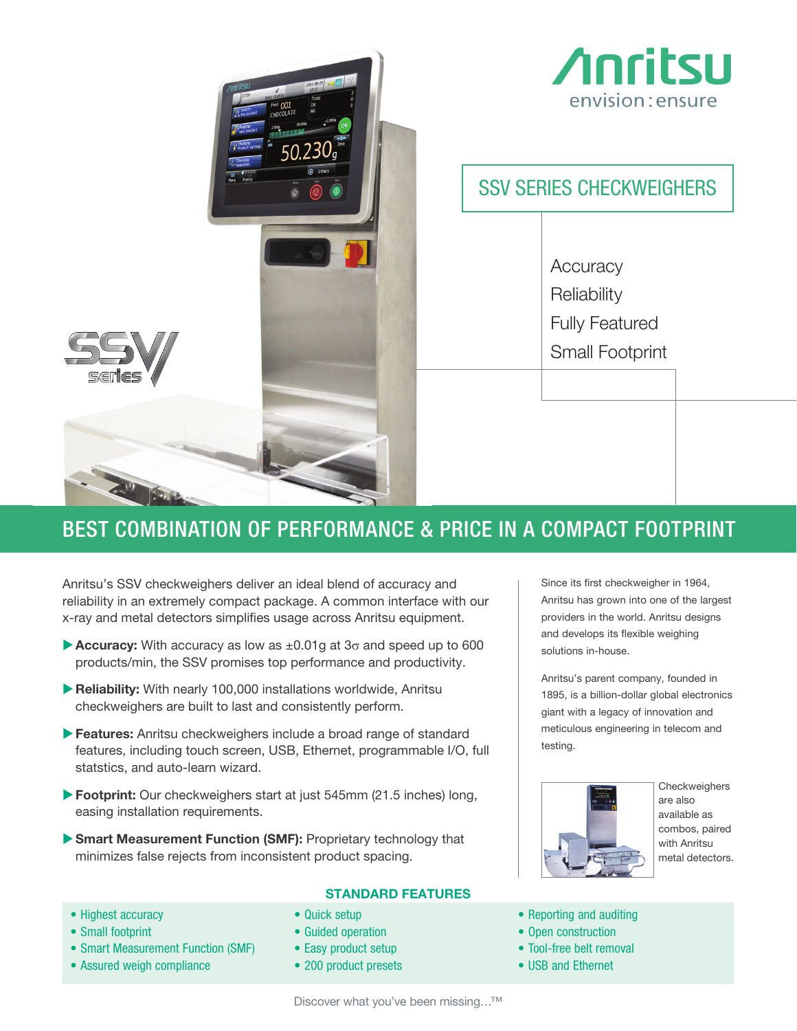Anritsu envision : ensure

# SSV SERIES CHECKWEIGHERS

Accuracy
Reliability
Fully Featured
Small Footprint

## BEST COMBINATION OF PERFORMANCE & PRICE IN A COMPACT FOOTPRINT

Anritsu's SSV checkweighers deliver an ideal blend of accuracy and reliability in an extremely compact package. A common interface with our x-ray and metal detectors simplifies usage across Anritsu equipment.

- **Accuracy:** With accuracy as low as ±0.01g at 3σ and speed up to 600 products/min, the SSV promises top performance and productivity.
- **Reliability:** With nearly 100,000 installations worldwide, Anritsu checkweighers are built to last and consistently perform.
- **Features:** Anritsu checkweighers include a broad range of standard features, including touch screen, USB, Ethernet, programmable I/O, full statstics, and auto-learn wizard.
- **Footprint:** Our checkweighers start at just 545mm (21.5 inches) long, easing installation requirements.
- **Smart Measurement Function (SMF):** Proprietary technology that minimizes false rejects from inconsistent product spacing.

Since its first checkweigher in 1964, Anritsu has grown into one of the largest providers in the world. Anritsu designs and develops its flexible weighing solutions in-house.

Anritsu's parent company, founded in 1895, is a billion-dollar global electronics giant with a legacy of innovation and meticulous engineering in telecom and testing.

Checkweighers are also available as combos, paired with Anritsu metal detectors.

### STANDARD FEATURES

- Highest accuracy
- Small footprint
- Smart Measurement Function (SMF)
- Assured weigh compliance
- Quick setup
- Guided operation
- Easy product setup
- 200 product presets
- Reporting and auditing
- Open construction
- Tool-free belt removal
- USB and Ethernet

Discover what you've been missing…™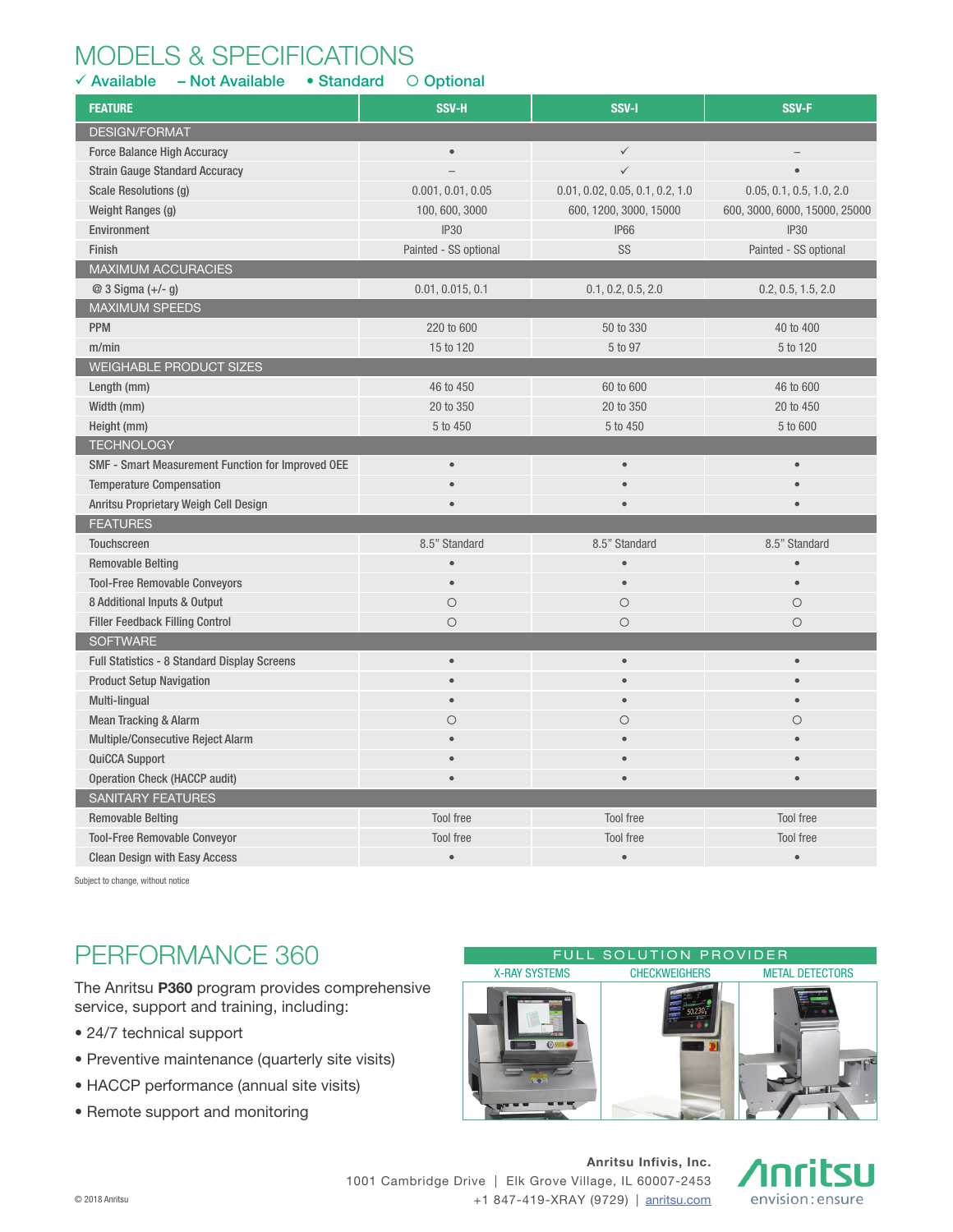# MODELS & SPECIFICATIONS

✓ Available – Not Available • Standard ○ Optional

| FEATURE | SSV-H | SSV-I | SSV-F |
|---|---|---|---|
| **DESIGN/FORMAT** | | | |
| Force Balance High Accuracy | • | ✓ | – |
| Strain Gauge Standard Accuracy | – | ✓ | • |
| Scale Resolutions (g) | 0.001, 0.01, 0.05 | 0.01, 0.02, 0.05, 0.1, 0.2, 1.0 | 0.05, 0.1, 0.5, 1.0, 2.0 |
| Weight Ranges (g) | 100, 600, 3000 | 600, 1200, 3000, 15000 | 600, 3000, 6000, 15000, 25000 |
| Environment | IP30 | IP66 | IP30 |
| Finish | Painted - SS optional | SS | Painted - SS optional |
| **MAXIMUM ACCURACIES** | | | |
| @ 3 Sigma (+/- g) | 0.01, 0.015, 0.1 | 0.1, 0.2, 0.5, 2.0 | 0.2, 0.5, 1.5, 2.0 |
| **MAXIMUM SPEEDS** | | | |
| PPM | 220 to 600 | 50 to 330 | 40 to 400 |
| m/min | 15 to 120 | 5 to 97 | 5 to 120 |
| **WEIGHABLE PRODUCT SIZES** | | | |
| Length (mm) | 46 to 450 | 60 to 600 | 46 to 600 |
| Width (mm) | 20 to 350 | 20 to 350 | 20 to 450 |
| Height (mm) | 5 to 450 | 5 to 450 | 5 to 600 |
| **TECHNOLOGY** | | | |
| SMF - Smart Measurement Function for Improved OEE | • | • | • |
| Temperature Compensation | • | • | • |
| Anritsu Proprietary Weigh Cell Design | • | • | • |
| **FEATURES** | | | |
| Touchscreen | 8.5" Standard | 8.5" Standard | 8.5" Standard |
| Removable Belting | • | • | • |
| Tool-Free Removable Conveyors | • | • | • |
| 8 Additional Inputs & Output | ○ | ○ | ○ |
| Filler Feedback Filling Control | ○ | ○ | ○ |
| **SOFTWARE** | | | |
| Full Statistics - 8 Standard Display Screens | • | • | • |
| Product Setup Navigation | • | • | • |
| Multi-lingual | • | • | • |
| Mean Tracking & Alarm | ○ | ○ | ○ |
| Multiple/Consecutive Reject Alarm | • | • | • |
| QuiCCA Support | • | • | • |
| Operation Check (HACCP audit) | • | • | • |
| **SANITARY FEATURES** | | | |
| Removable Belting | Tool free | Tool free | Tool free |
| Tool-Free Removable Conveyor | Tool free | Tool free | Tool free |
| Clean Design with Easy Access | • | • | • |

Subject to change, without notice

# PERFORMANCE 360

The Anritsu **P360** program provides comprehensive service, support and training, including:

- 24/7 technical support
- Preventive maintenance (quarterly site visits)
- HACCP performance (annual site visits)
- Remote support and monitoring

FULL SOLUTION PROVIDER

X-RAY SYSTEMS CHECKWEIGHERS METAL DETECTORS

**Anritsu Infivis, Inc.**
1001 Cambridge Drive | Elk Grove Village, IL 60007-2453
+1 847-419-XRAY (9729) | anritsu.com

Anritsu
envision : ensure

© 2018 Anritsu